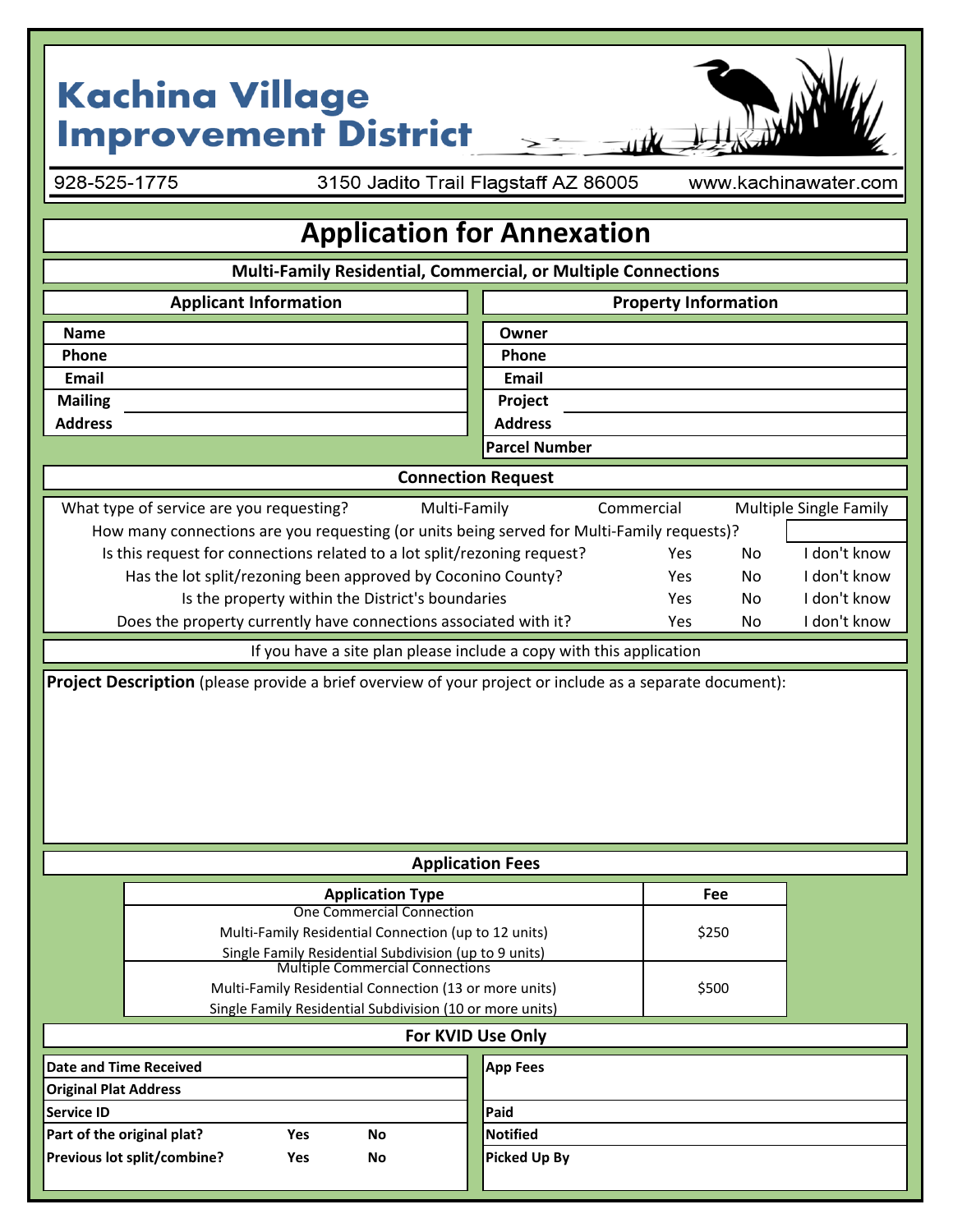# Kachina Village Improvement District

928-525-1775 | 3150 Jadito Trail Flagstaff AZ 86005 | www.kachinawater.com

## Application for Annexation

### Multi-Family Residential, Commercial, or Multiple Connections

| Applicant Information | | Property Information | |
|---|---|---|---|
| Name | | Owner | |
| Phone | | Phone | |
| Email | | Email | |
| Mailing Address | | Project Address | |
| | | Parcel Number | |

### Connection Request

| | | | |
|---|---|---|---|
| What type of service are you requesting? | Multi-Family | Commercial | Multiple Single Family |
| How many connections are you requesting (or units being served for Multi-Family requests)? | | | |
| Is this request for connections related to a lot split/rezoning request? | Yes | No | I don't know |
| Has the lot split/rezoning been approved by Coconino County? | Yes | No | I don't know |
| Is the property within the District's boundaries | Yes | No | I don't know |
| Does the property currently have connections associated with it? | Yes | No | I don't know |

If you have a site plan please include a copy with this application

**Project Description** (please provide a brief overview of your project or include as a separate document):

### Application Fees

| Application Type | Fee |
|---|---|
| One Commercial Connection<br>Multi-Family Residential Connection (up to 12 units)<br>Single Family Residential Subdivision (up to 9 units) | $250 |
| Multiple Commercial Connections<br>Multi-Family Residential Connection (13 or more units)<br>Single Family Residential Subdivision (10 or more units) | $500 |

### For KVID Use Only

| | | | | |
|---|---|---|---|---|
| Date and Time Received | | | App Fees | |
| Original Plat Address | | | | |
| Service ID | | | Paid | |
| Part of the original plat? | Yes | No | Notified | |
| Previous lot split/combine? | Yes | No | Picked Up By | |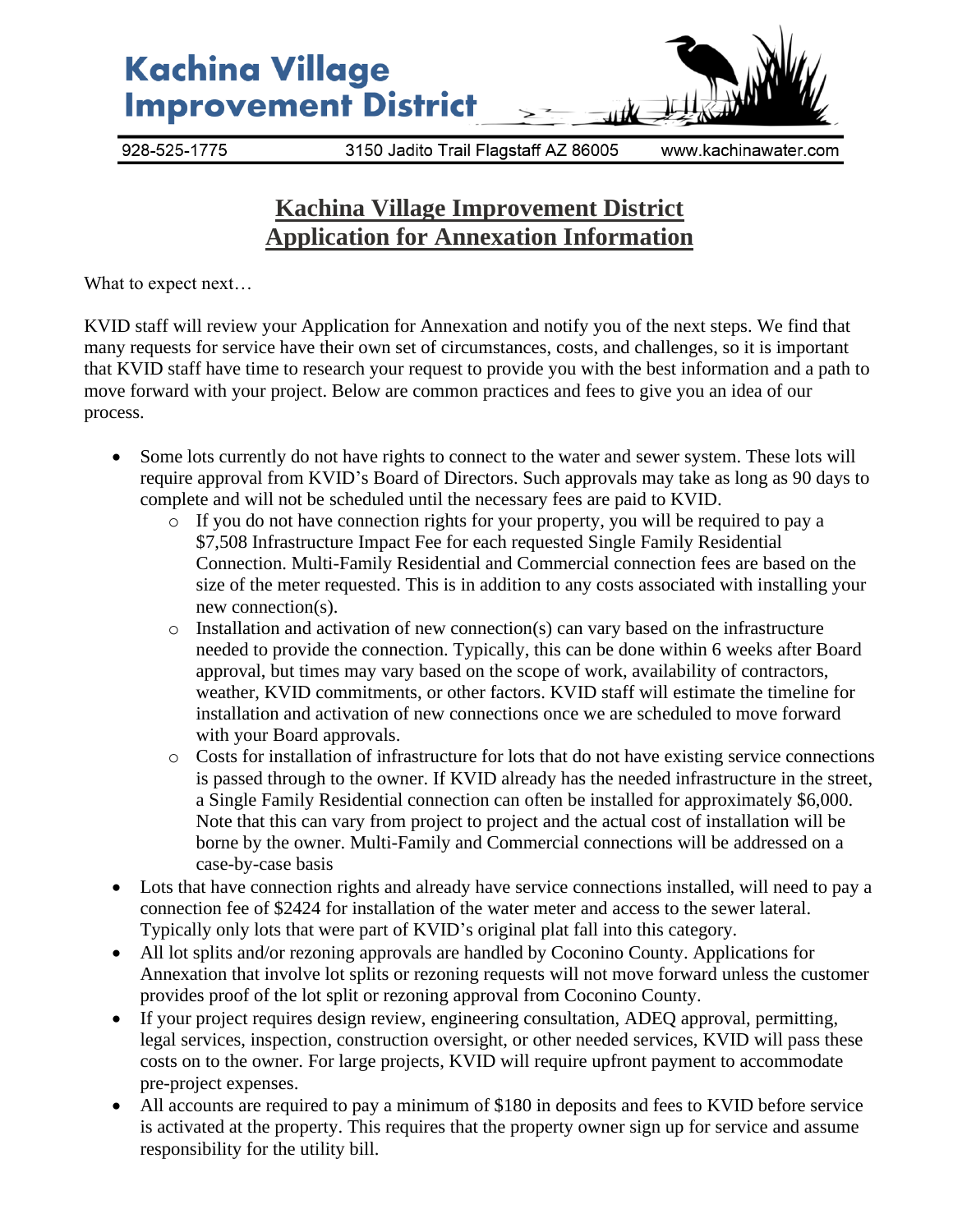# Kachina Village Improvement District

928-525-1775 3150 Jadito Trail Flagstaff AZ 86005 www.kachinawater.com

## Kachina Village Improvement District Application for Annexation Information

What to expect next…

KVID staff will review your Application for Annexation and notify you of the next steps. We find that many requests for service have their own set of circumstances, costs, and challenges, so it is important that KVID staff have time to research your request to provide you with the best information and a path to move forward with your project. Below are common practices and fees to give you an idea of our process.

- Some lots currently do not have rights to connect to the water and sewer system. These lots will require approval from KVID's Board of Directors. Such approvals may take as long as 90 days to complete and will not be scheduled until the necessary fees are paid to KVID.
    - If you do not have connection rights for your property, you will be required to pay a $7,508 Infrastructure Impact Fee for each requested Single Family Residential Connection. Multi-Family Residential and Commercial connection fees are based on the size of the meter requested. This is in addition to any costs associated with installing your new connection(s).
    - Installation and activation of new connection(s) can vary based on the infrastructure needed to provide the connection. Typically, this can be done within 6 weeks after Board approval, but times may vary based on the scope of work, availability of contractors, weather, KVID commitments, or other factors. KVID staff will estimate the timeline for installation and activation of new connections once we are scheduled to move forward with your Board approvals.
    - Costs for installation of infrastructure for lots that do not have existing service connections is passed through to the owner. If KVID already has the needed infrastructure in the street, a Single Family Residential connection can often be installed for approximately $6,000. Note that this can vary from project to project and the actual cost of installation will be borne by the owner. Multi-Family and Commercial connections will be addressed on a case-by-case basis
- Lots that have connection rights and already have service connections installed, will need to pay a connection fee of $2424 for installation of the water meter and access to the sewer lateral. Typically only lots that were part of KVID's original plat fall into this category.
- All lot splits and/or rezoning approvals are handled by Coconino County. Applications for Annexation that involve lot splits or rezoning requests will not move forward unless the customer provides proof of the lot split or rezoning approval from Coconino County.
- If your project requires design review, engineering consultation, ADEQ approval, permitting, legal services, inspection, construction oversight, or other needed services, KVID will pass these costs on to the owner. For large projects, KVID will require upfront payment to accommodate pre-project expenses.
- All accounts are required to pay a minimum of $180 in deposits and fees to KVID before service is activated at the property. This requires that the property owner sign up for service and assume responsibility for the utility bill.